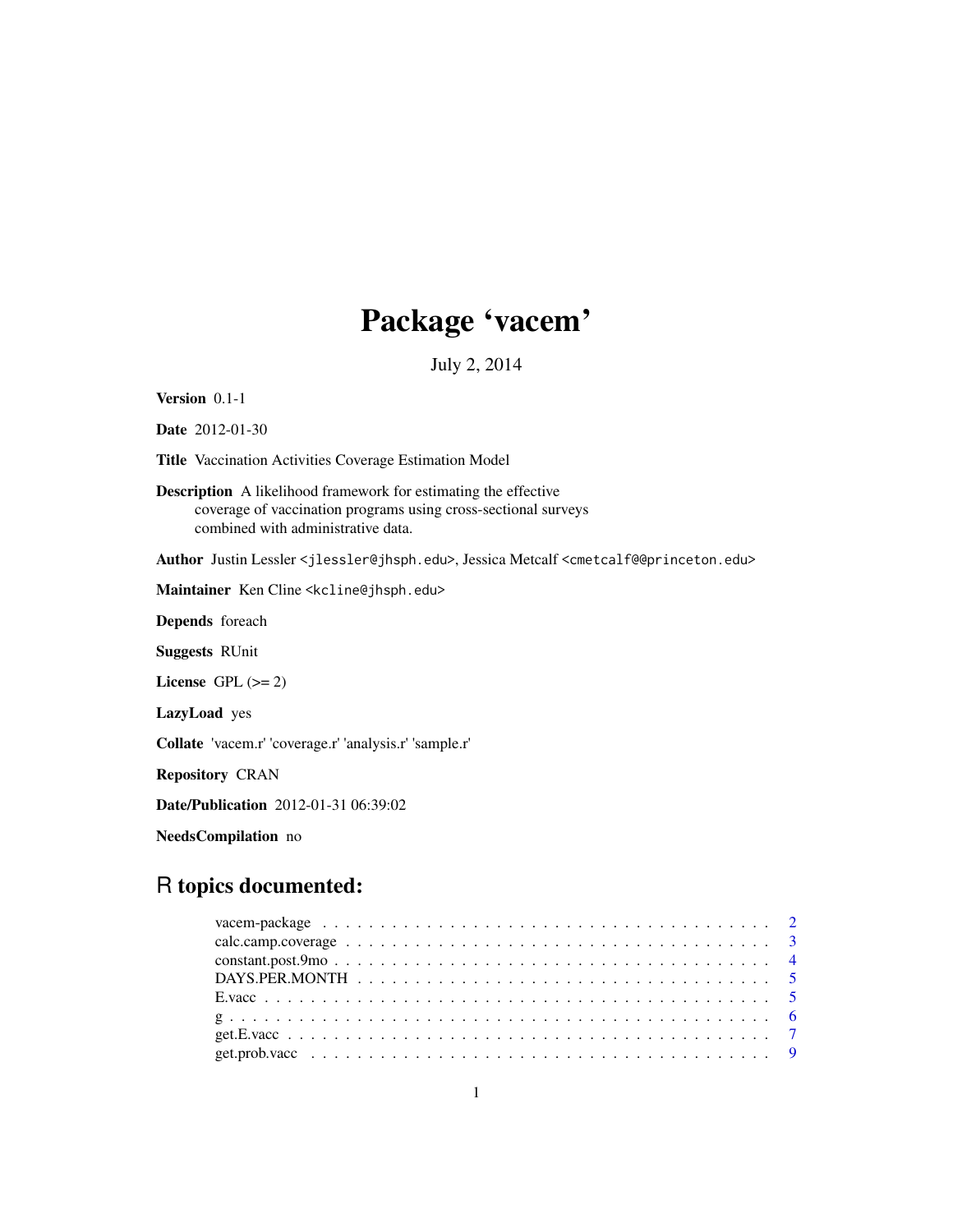# Package 'vacem'

July 2, 2014

**Version** 0.1-1

**Date** 2012-01-30

**Title** Vaccination Activities Coverage Estimation Model

**Description** A likelihood framework for estimating the effective coverage of vaccination programs using cross-sectional surveys combined with administrative data.

**Author** Justin Lessler <jlessler@jhsph.edu>, Jessica Metcalf <cmetcalf@@princeton.edu>

**Maintainer** Ken Cline <kcline@jhsph.edu>

**Depends** foreach

**Suggests** RUnit

**License** GPL (>= 2)

**LazyLoad** yes

**Collate** 'vacem.r' 'coverage.r' 'analysis.r' 'sample.r'

**Repository** CRAN

**Date/Publication** 2012-01-31 06:39:02

**NeedsCompilation** no

## R topics documented:

| | |
|---|---|
| vacem-package | 2 |
| calc.camp.coverage | 3 |
| constant.post.9mo | 4 |
| DAYS.PER.MONTH | 5 |
| E.vacc | 5 |
| g | 6 |
| get.E.vacc | 7 |
| get.prob.vacc | 9 |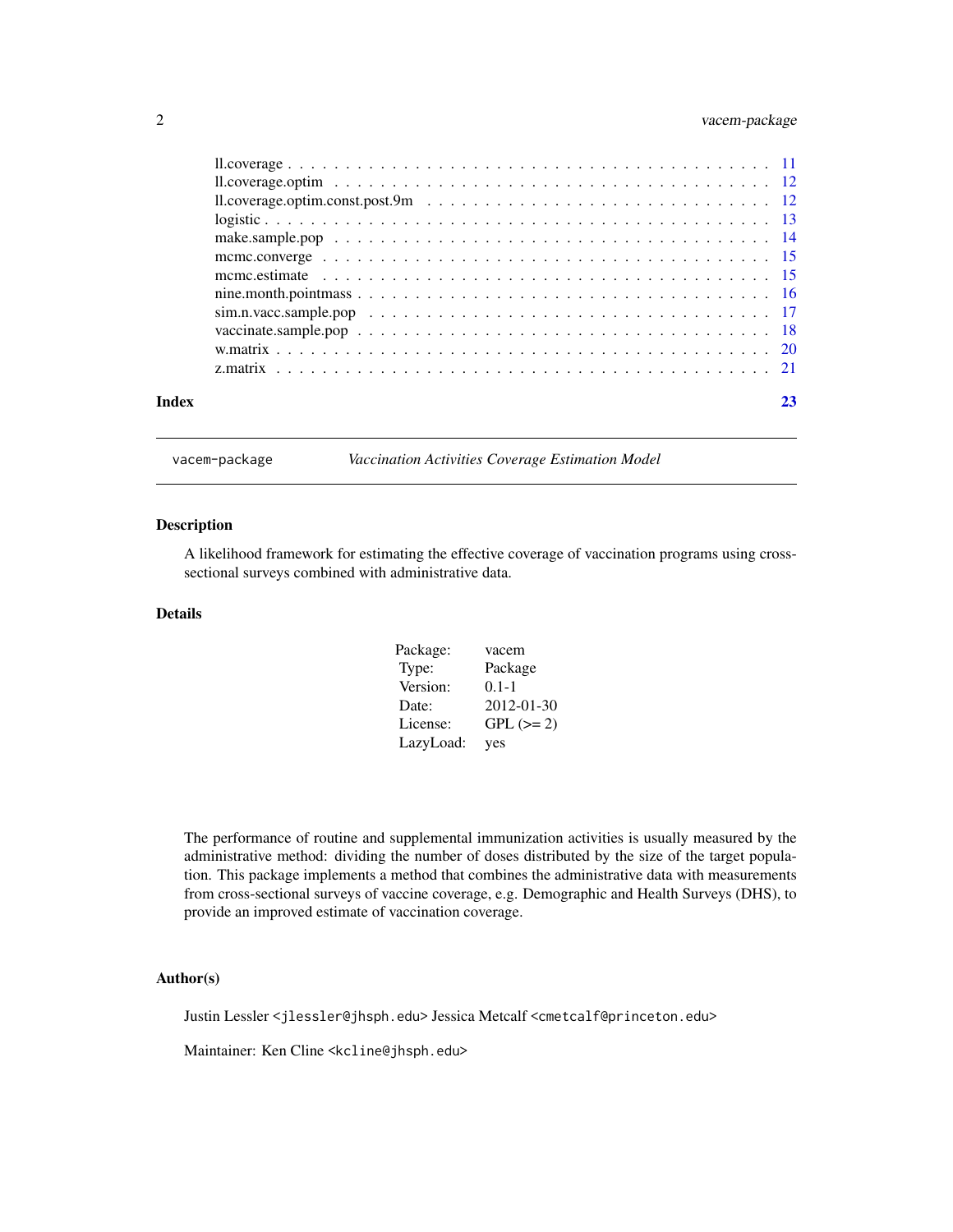ll.coverage . . . . . . . . . . . . . . . . . . . . . . . . . . . . . . . . . . . . . . . 11
ll.coverage.optim . . . . . . . . . . . . . . . . . . . . . . . . . . . . . . . . . . . . 12
ll.coverage.optim.const.post.9m . . . . . . . . . . . . . . . . . . . . . . . . . . . . 12
logistic . . . . . . . . . . . . . . . . . . . . . . . . . . . . . . . . . . . . . . . . . . 13
make.sample.pop . . . . . . . . . . . . . . . . . . . . . . . . . . . . . . . . . . . . . 14
mcmc.converge . . . . . . . . . . . . . . . . . . . . . . . . . . . . . . . . . . . . . . 15
mcmc.estimate . . . . . . . . . . . . . . . . . . . . . . . . . . . . . . . . . . . . . . 15
nine.month.pointmass . . . . . . . . . . . . . . . . . . . . . . . . . . . . . . . . . . 16
sim.n.vacc.sample.pop . . . . . . . . . . . . . . . . . . . . . . . . . . . . . . . . . 17
vaccinate.sample.pop . . . . . . . . . . . . . . . . . . . . . . . . . . . . . . . . . . 18
w.matrix . . . . . . . . . . . . . . . . . . . . . . . . . . . . . . . . . . . . . . . . . 20
z.matrix . . . . . . . . . . . . . . . . . . . . . . . . . . . . . . . . . . . . . . . . . 21

**Index** **23**

---

## vacem-package — *Vaccination Activities Coverage Estimation Model*

---

### Description

A likelihood framework for estimating the effective coverage of vaccination programs using cross-sectional surveys combined with administrative data.

### Details

| | |
|---|---|
| Package: | vacem |
| Type: | Package |
| Version: | 0.1-1 |
| Date: | 2012-01-30 |
| License: | GPL (>= 2) |
| LazyLoad: | yes |

The performance of routine and supplemental immunization activities is usually measured by the administrative method: dividing the number of doses distributed by the size of the target population. This package implements a method that combines the administrative data with measurements from cross-sectional surveys of vaccine coverage, e.g. Demographic and Health Surveys (DHS), to provide an improved estimate of vaccination coverage.

### Author(s)

Justin Lessler <jlessler@jhsph.edu> Jessica Metcalf <cmetcalf@princeton.edu>

Maintainer: Ken Cline <kcline@jhsph.edu>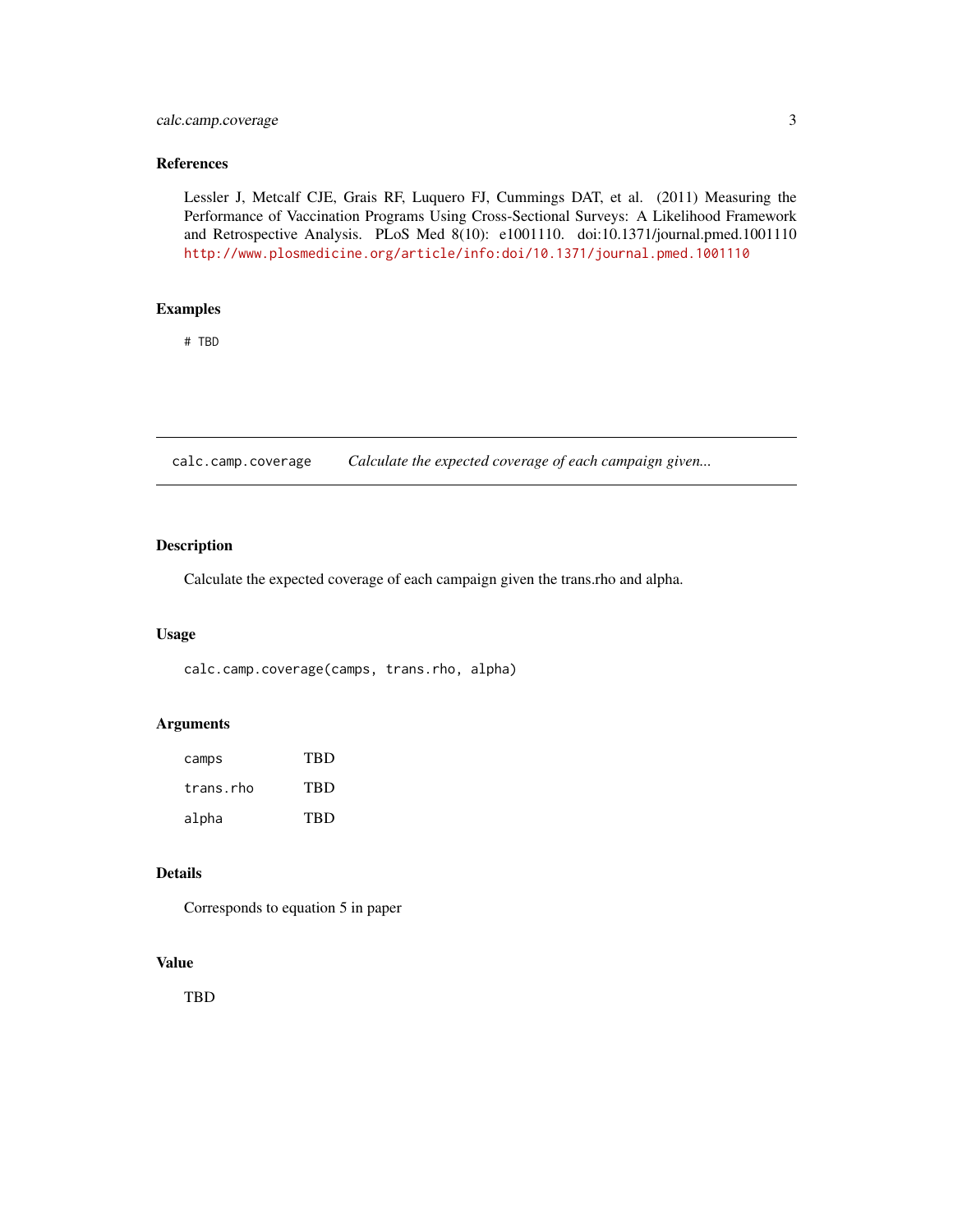### References

Lessler J, Metcalf CJE, Grais RF, Luquero FJ, Cummings DAT, et al. (2011) Measuring the Performance of Vaccination Programs Using Cross-Sectional Surveys: A Likelihood Framework and Retrospective Analysis. PLoS Med 8(10): e1001110. doi:10.1371/journal.pmed.1001110 http://www.plosmedicine.org/article/info:doi/10.1371/journal.pmed.1001110

### Examples

```
# TBD
```

---

## calc.camp.coverage — *Calculate the expected coverage of each campaign given...*

### Description

Calculate the expected coverage of each campaign given the trans.rho and alpha.

### Usage

```
calc.camp.coverage(camps, trans.rho, alpha)
```

### Arguments

| | |
|---|---|
| camps | TBD |
| trans.rho | TBD |
| alpha | TBD |

### Details

Corresponds to equation 5 in paper

### Value

TBD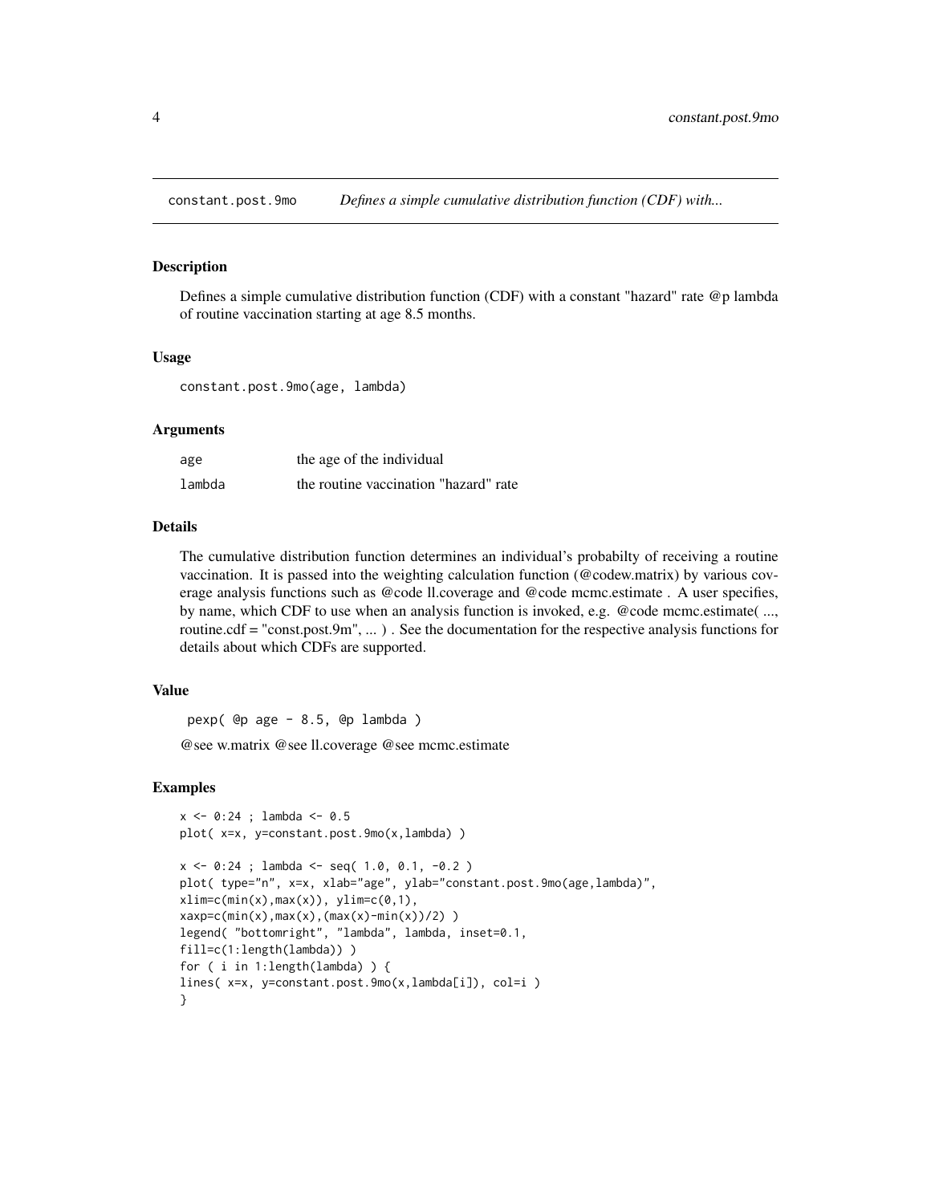`constant.post.9mo` *Defines a simple cumulative distribution function (CDF) with...*

## Description

Defines a simple cumulative distribution function (CDF) with a constant "hazard" rate @p lambda of routine vaccination starting at age 8.5 months.

## Usage

```
constant.post.9mo(age, lambda)
```

## Arguments

| | |
|---|---|
| `age` | the age of the individual |
| `lambda` | the routine vaccination "hazard" rate |

## Details

The cumulative distribution function determines an individual's probabilty of receiving a routine vaccination. It is passed into the weighting calculation function (@codew.matrix) by various coverage analysis functions such as @code ll.coverage and @code mcmc.estimate . A user specifies, by name, which CDF to use when an analysis function is invoked, e.g. @code mcmc.estimate( ..., routine.cdf = "const.post.9m", ... ) . See the documentation for the respective analysis functions for details about which CDFs are supported.

## Value

pexp( @p age - 8.5, @p lambda )

@see w.matrix @see ll.coverage @see mcmc.estimate

## Examples

```
x <- 0:24 ; lambda <- 0.5
plot( x=x, y=constant.post.9mo(x,lambda) )

x <- 0:24 ; lambda <- seq( 1.0, 0.1, -0.2 )
plot( type="n", x=x, xlab="age", ylab="constant.post.9mo(age,lambda)",
xlim=c(min(x),max(x)), ylim=c(0,1),
xaxp=c(min(x),max(x),(max(x)-min(x))/2) )
legend( "bottomright", "lambda", lambda, inset=0.1,
fill=c(1:length(lambda)) )
for ( i in 1:length(lambda) ) {
lines( x=x, y=constant.post.9mo(x,lambda[i]), col=i )
}
```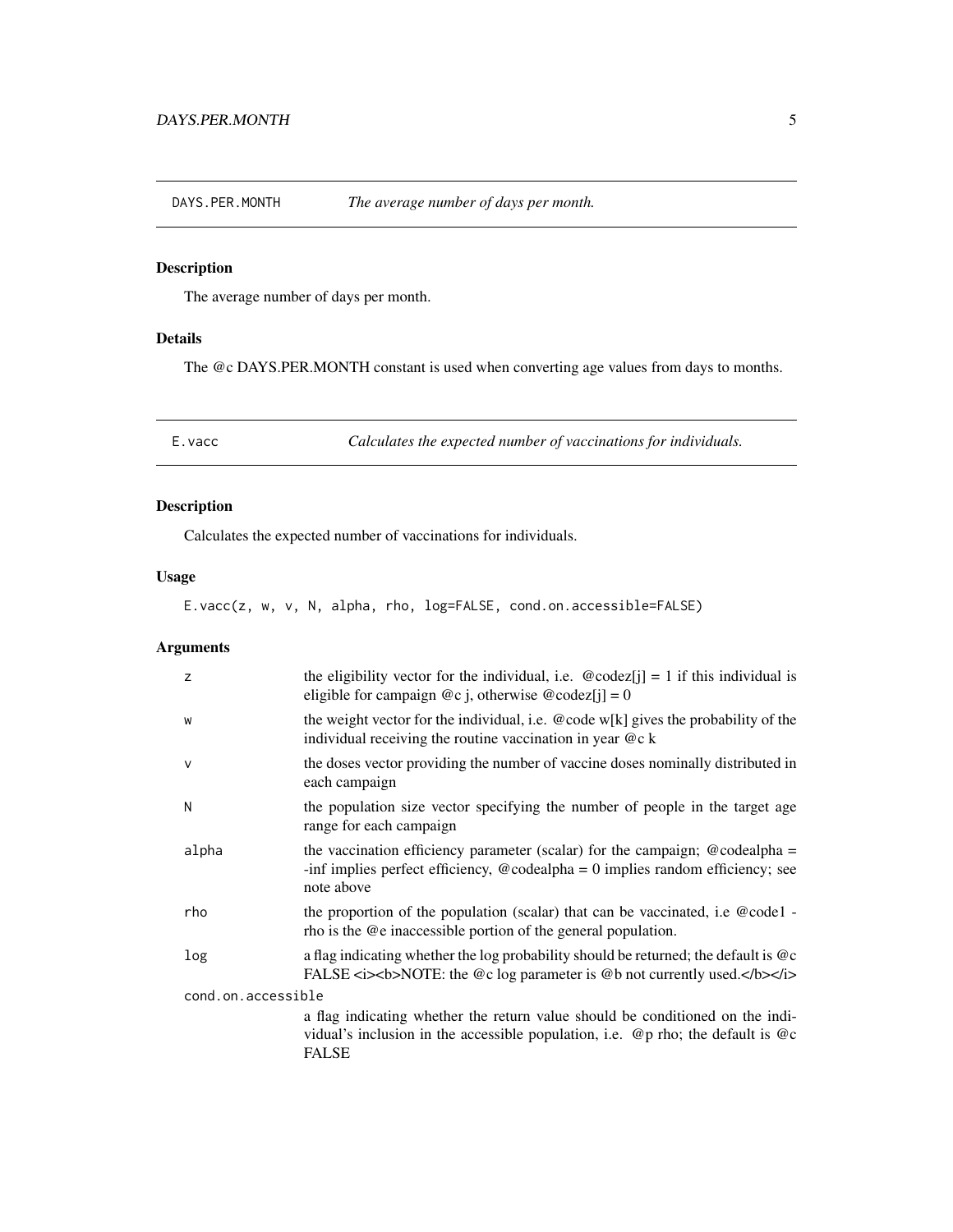## DAYS.PER.MONTH — *The average number of days per month.*

### Description

The average number of days per month.

### Details

The @c DAYS.PER.MONTH constant is used when converting age values from days to months.

## E.vacc — *Calculates the expected number of vaccinations for individuals.*

### Description

Calculates the expected number of vaccinations for individuals.

### Usage

```
E.vacc(z, w, v, N, alpha, rho, log=FALSE, cond.on.accessible=FALSE)
```

### Arguments

| | |
|---|---|
| z | the eligibility vector for the individual, i.e. @codez[j] = 1 if this individual is eligible for campaign @c j, otherwise @codez[j] = 0 |
| w | the weight vector for the individual, i.e. @code w[k] gives the probability of the individual receiving the routine vaccination in year @c k |
| v | the doses vector providing the number of vaccine doses nominally distributed in each campaign |
| N | the population size vector specifying the number of people in the target age range for each campaign |
| alpha | the vaccination efficiency parameter (scalar) for the campaign; @codealpha = -inf implies perfect efficiency, @codealpha = 0 implies random efficiency; see note above |
| rho | the proportion of the population (scalar) that can be vaccinated, i.e @code1 - rho is the @e inaccessible portion of the general population. |
| log | a flag indicating whether the log probability should be returned; the default is @c FALSE <i><b>NOTE: the @c log parameter is @b not currently used.</b></i> |
| cond.on.accessible | a flag indicating whether the return value should be conditioned on the individual's inclusion in the accessible population, i.e. @p rho; the default is @c FALSE |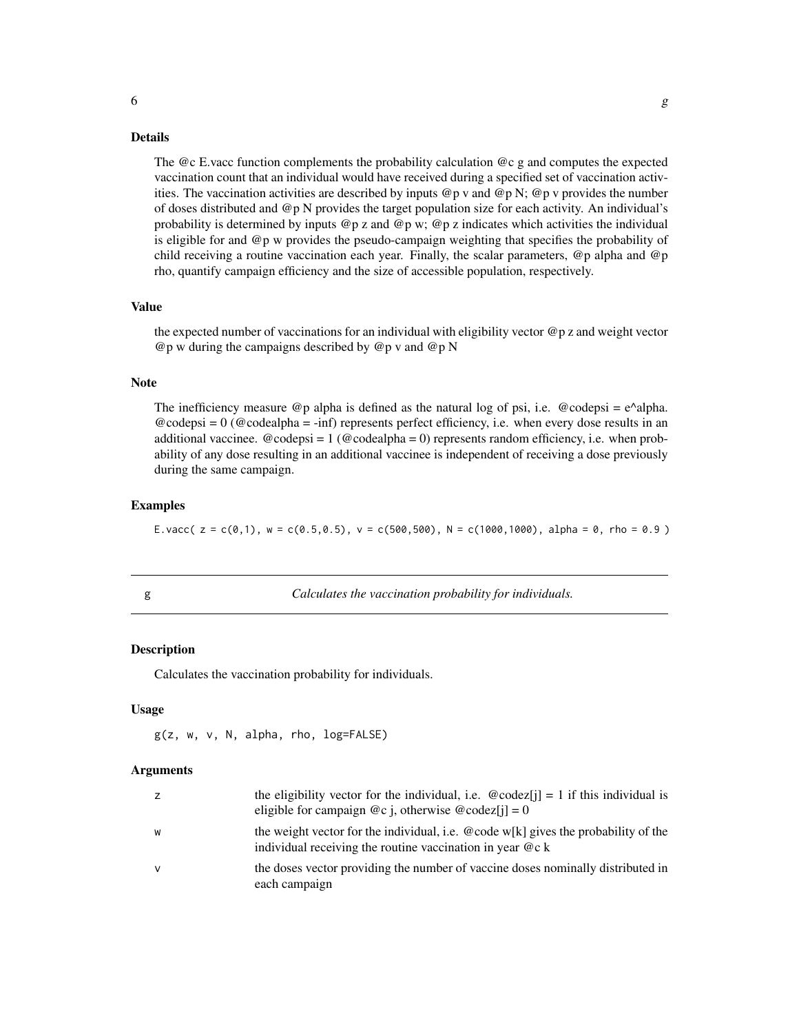## Details

The @c E.vacc function complements the probability calculation @c g and computes the expected vaccination count that an individual would have received during a specified set of vaccination activities. The vaccination activities are described by inputs @p v and @p N; @p v provides the number of doses distributed and @p N provides the target population size for each activity. An individual's probability is determined by inputs @p z and @p w; @p z indicates which activities the individual is eligible for and @p w provides the pseudo-campaign weighting that specifies the probability of child receiving a routine vaccination each year. Finally, the scalar parameters, @p alpha and @p rho, quantify campaign efficiency and the size of accessible population, respectively.

## Value

the expected number of vaccinations for an individual with eligibility vector @p z and weight vector @p w during the campaigns described by @p v and @p N

## Note

The inefficiency measure @p alpha is defined as the natural log of psi, i.e. @codepsi = e^alpha. @codepsi = 0 (@codealpha = -inf) represents perfect efficiency, i.e. when every dose results in an additional vaccinee. @codepsi = 1 (@codealpha = 0) represents random efficiency, i.e. when probability of any dose resulting in an additional vaccinee is independent of receiving a dose previously during the same campaign.

## Examples

```
E.vacc( z = c(0,1), w = c(0.5,0.5), v = c(500,500), N = c(1000,1000), alpha = 0, rho = 0.9 )
```

---

# g — *Calculates the vaccination probability for individuals.*

## Description

Calculates the vaccination probability for individuals.

## Usage

```
g(z, w, v, N, alpha, rho, log=FALSE)
```

## Arguments

| | |
|---|---|
| z | the eligibility vector for the individual, i.e. @codez[j] = 1 if this individual is eligible for campaign @c j, otherwise @codez[j] = 0 |
| w | the weight vector for the individual, i.e. @code w[k] gives the probability of the individual receiving the routine vaccination in year @c k |
| v | the doses vector providing the number of vaccine doses nominally distributed in each campaign |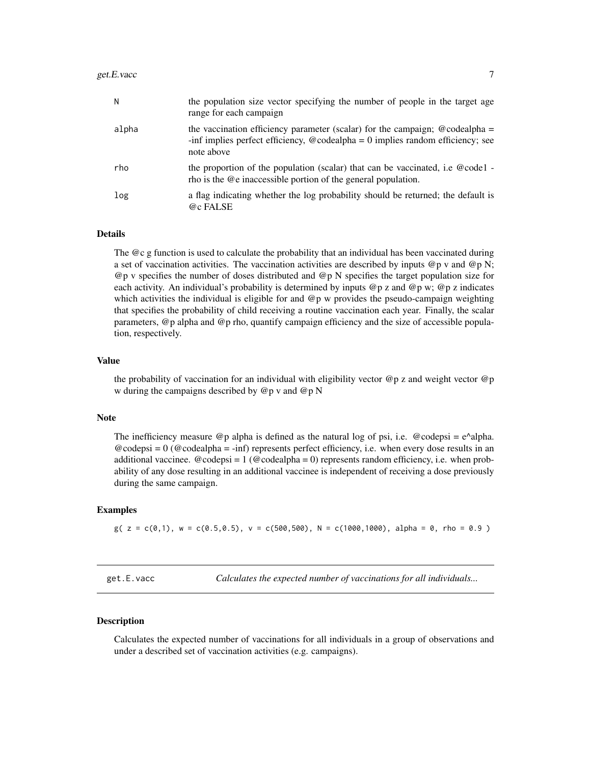| | |
|---|---|
| N | the population size vector specifying the number of people in the target age range for each campaign |
| alpha | the vaccination efficiency parameter (scalar) for the campaign; @codealpha = -inf implies perfect efficiency, @codealpha = 0 implies random efficiency; see note above |
| rho | the proportion of the population (scalar) that can be vaccinated, i.e @code1 - rho is the @e inaccessible portion of the general population. |
| log | a flag indicating whether the log probability should be returned; the default is @c FALSE |

### Details

The @c g function is used to calculate the probability that an individual has been vaccinated during a set of vaccination activities. The vaccination activities are described by inputs @p v and @p N; @p v specifies the number of doses distributed and @p N specifies the target population size for each activity. An individual's probability is determined by inputs @p z and @p w; @p z indicates which activities the individual is eligible for and @p w provides the pseudo-campaign weighting that specifies the probability of child receiving a routine vaccination each year. Finally, the scalar parameters, @p alpha and @p rho, quantify campaign efficiency and the size of accessible population, respectively.

### Value

the probability of vaccination for an individual with eligibility vector @p z and weight vector @p w during the campaigns described by @p v and @p N

### Note

The inefficiency measure @p alpha is defined as the natural log of psi, i.e. @codepsi = e^alpha. @codepsi = 0 (@codealpha = -inf) represents perfect efficiency, i.e. when every dose results in an additional vaccinee. @codepsi = 1 (@codealpha = 0) represents random efficiency, i.e. when probability of any dose resulting in an additional vaccinee is independent of receiving a dose previously during the same campaign.

### Examples

```
g( z = c(0,1), w = c(0.5,0.5), v = c(500,500), N = c(1000,1000), alpha = 0, rho = 0.9 )
```

---

## get.E.vacc *Calculates the expected number of vaccinations for all individuals...*

### Description

Calculates the expected number of vaccinations for all individuals in a group of observations and under a described set of vaccination activities (e.g. campaigns).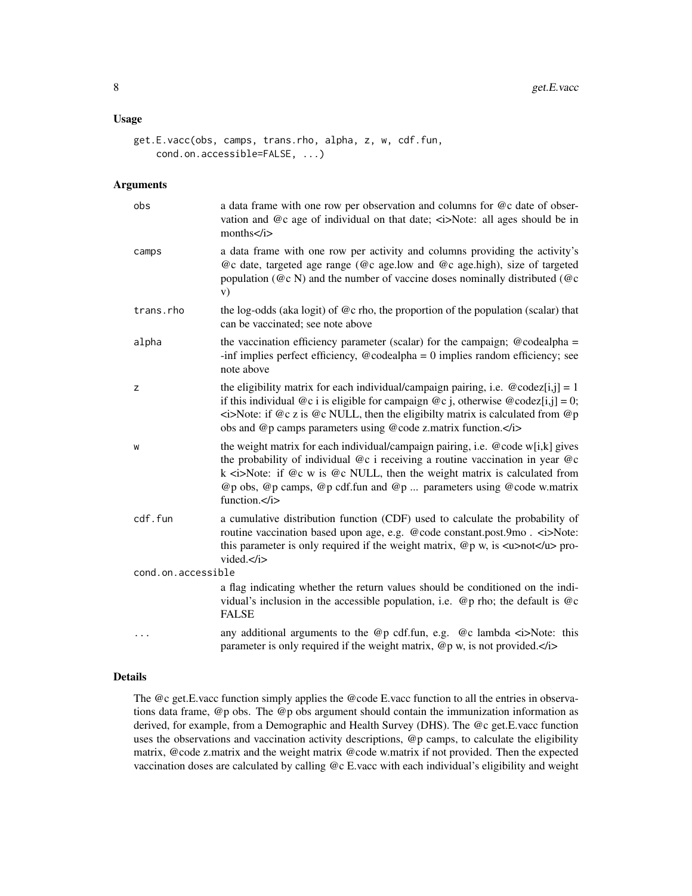## Usage

```
get.E.vacc(obs, camps, trans.rho, alpha, z, w, cdf.fun,
    cond.on.accessible=FALSE, ...)
```

## Arguments

| | |
|---|---|
| obs | a data frame with one row per observation and columns for @c date of observation and @c age of individual on that date; <i>Note: all ages should be in months</i> |
| camps | a data frame with one row per activity and columns providing the activity's @c date, targeted age range (@c age.low and @c age.high), size of targeted population (@c N) and the number of vaccine doses nominally distributed (@c v) |
| trans.rho | the log-odds (aka logit) of @c rho, the proportion of the population (scalar) that can be vaccinated; see note above |
| alpha | the vaccination efficiency parameter (scalar) for the campaign; @codealpha = -inf implies perfect efficiency, @codealpha = 0 implies random efficiency; see note above |
| z | the eligibility matrix for each individual/campaign pairing, i.e. @codez[i,j] = 1 if this individual @c i is eligible for campaign @c j, otherwise @codez[i,j] = 0; <i>Note: if @c z is @c NULL, then the eligibilty matrix is calculated from @p obs and @p camps parameters using @code z.matrix function.</i> |
| w | the weight matrix for each individual/campaign pairing, i.e. @code w[i,k] gives the probability of individual @c i receiving a routine vaccination in year @c k <i>Note: if @c w is @c NULL, then the weight matrix is calculated from @p obs, @p camps, @p cdf.fun and @p ... parameters using @code w.matrix function.</i> |
| cdf.fun | a cumulative distribution function (CDF) used to calculate the probability of routine vaccination based upon age, e.g. @code constant.post.9mo . <i>Note: this parameter is only required if the weight matrix, @p w, is <u>not</u> provided.</i> |
| cond.on.accessible | a flag indicating whether the return values should be conditioned on the individual's inclusion in the accessible population, i.e. @p rho; the default is @c FALSE |
| ... | any additional arguments to the @p cdf.fun, e.g. @c lambda <i>Note: this parameter is only required if the weight matrix, @p w, is not provided.</i> |

## Details

The @c get.E.vacc function simply applies the @code E.vacc function to all the entries in observations data frame, @p obs. The @p obs argument should contain the immunization information as derived, for example, from a Demographic and Health Survey (DHS). The @c get.E.vacc function uses the observations and vaccination activity descriptions, @p camps, to calculate the eligibility matrix, @code z.matrix and the weight matrix @code w.matrix if not provided. Then the expected vaccination doses are calculated by calling @c E.vacc with each individual's eligibility and weight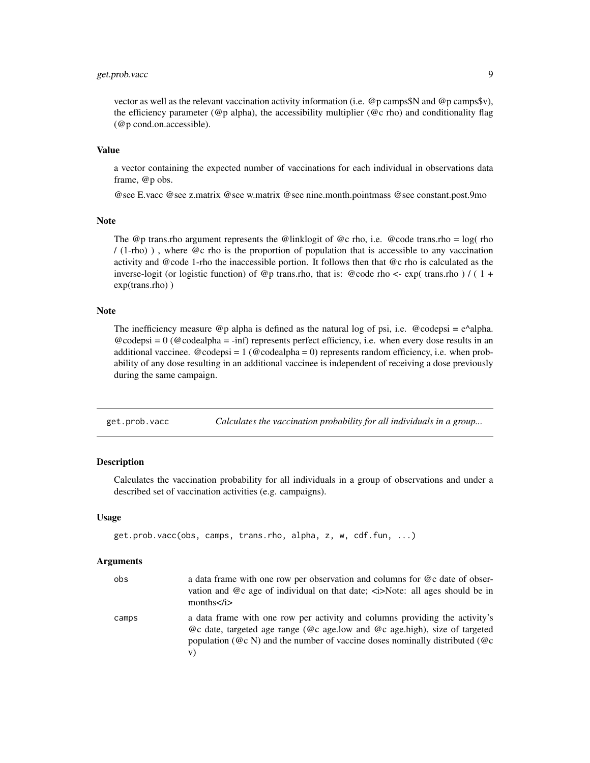vector as well as the relevant vaccination activity information (i.e. @p camps$N and @p camps$v), the efficiency parameter (@p alpha), the accessibility multiplier (@c rho) and conditionality flag (@p cond.on.accessible).

### Value

a vector containing the expected number of vaccinations for each individual in observations data frame, @p obs.

@see E.vacc @see z.matrix @see w.matrix @see nine.month.pointmass @see constant.post.9mo

### Note

The @p trans.rho argument represents the @linklogit of @c rho, i.e. @code trans.rho = log( rho / (1-rho) ) , where @c rho is the proportion of population that is accessible to any vaccination activity and @code 1-rho the inaccessible portion. It follows then that @c rho is calculated as the inverse-logit (or logistic function) of @p trans.rho, that is: @code rho <- exp( trans.rho ) / ( 1 + exp(trans.rho) )

### Note

The inefficiency measure @p alpha is defined as the natural log of psi, i.e. @codepsi = e^alpha. @codepsi = 0 (@codealpha = -inf) represents perfect efficiency, i.e. when every dose results in an additional vaccinee. @codepsi = 1 (@codealpha = 0) represents random efficiency, i.e. when probability of any dose resulting in an additional vaccinee is independent of receiving a dose previously during the same campaign.

---

## get.prob.vacc — *Calculates the vaccination probability for all individuals in a group...*

### Description

Calculates the vaccination probability for all individuals in a group of observations and under a described set of vaccination activities (e.g. campaigns).

### Usage

```
get.prob.vacc(obs, camps, trans.rho, alpha, z, w, cdf.fun, ...)
```

### Arguments

| | |
|---|---|
| obs | a data frame with one row per observation and columns for @c date of observation and @c age of individual on that date; <i>Note: all ages should be in months</i> |
| camps | a data frame with one row per activity and columns providing the activity's @c date, targeted age range (@c age.low and @c age.high), size of targeted population (@c N) and the number of vaccine doses nominally distributed (@c v) |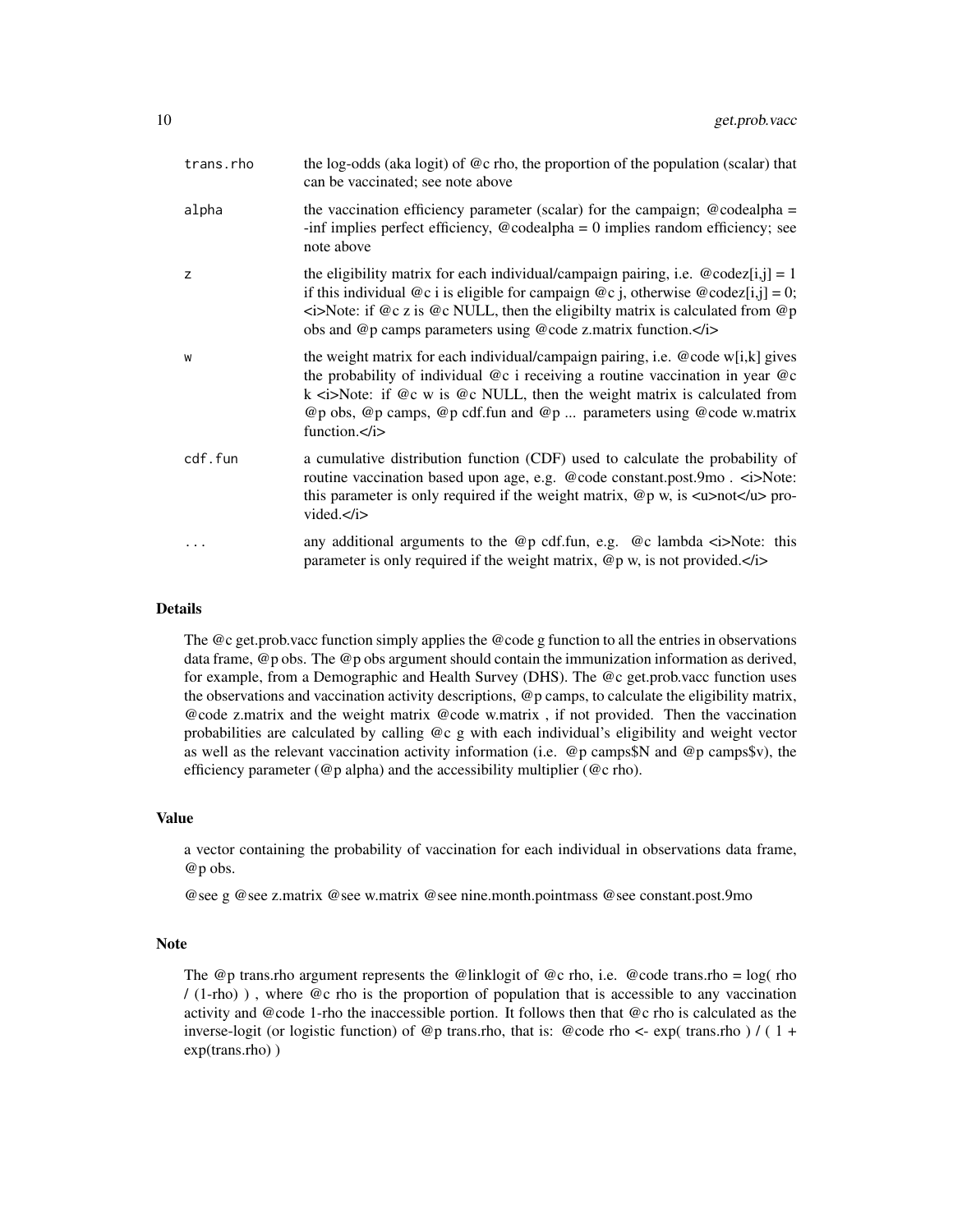| | |
|---|---|
| trans.rho | the log-odds (aka logit) of @c rho, the proportion of the population (scalar) that can be vaccinated; see note above |
| alpha | the vaccination efficiency parameter (scalar) for the campaign; @codealpha = -inf implies perfect efficiency, @codealpha = 0 implies random efficiency; see note above |
| z | the eligibility matrix for each individual/campaign pairing, i.e. @codez[i,j] = 1 if this individual @c i is eligible for campaign @c j, otherwise @codez[i,j] = 0; <i>Note: if @c z is @c NULL, then the eligibilty matrix is calculated from @p obs and @p camps parameters using @code z.matrix function.</i> |
| w | the weight matrix for each individual/campaign pairing, i.e. @code w[i,k] gives the probability of individual @c i receiving a routine vaccination in year @c k <i>Note: if @c w is @c NULL, then the weight matrix is calculated from @p obs, @p camps, @p cdf.fun and @p ... parameters using @code w.matrix function.</i> |
| cdf.fun | a cumulative distribution function (CDF) used to calculate the probability of routine vaccination based upon age, e.g. @code constant.post.9mo . <i>Note: this parameter is only required if the weight matrix, @p w, is <u>not</u> provided.</i> |
| ... | any additional arguments to the @p cdf.fun, e.g. @c lambda <i>Note: this parameter is only required if the weight matrix, @p w, is not provided.</i> |

## Details

The @c get.prob.vacc function simply applies the @code g function to all the entries in observations data frame, @p obs. The @p obs argument should contain the immunization information as derived, for example, from a Demographic and Health Survey (DHS). The @c get.prob.vacc function uses the observations and vaccination activity descriptions, @p camps, to calculate the eligibility matrix, @code z.matrix and the weight matrix @code w.matrix , if not provided. Then the vaccination probabilities are calculated by calling @c g with each individual's eligibility and weight vector as well as the relevant vaccination activity information (i.e. @p camps$N and @p camps$v), the efficiency parameter (@p alpha) and the accessibility multiplier (@c rho).

## Value

a vector containing the probability of vaccination for each individual in observations data frame, @p obs.

@see g @see z.matrix @see w.matrix @see nine.month.pointmass @see constant.post.9mo

## Note

The @p trans.rho argument represents the @linklogit of @c rho, i.e. @code trans.rho = log( rho / (1-rho) ) , where @c rho is the proportion of population that is accessible to any vaccination activity and @code 1-rho the inaccessible portion. It follows then that @c rho is calculated as the inverse-logit (or logistic function) of @p trans.rho, that is: @code rho <- exp( trans.rho ) / ( 1 + exp(trans.rho) )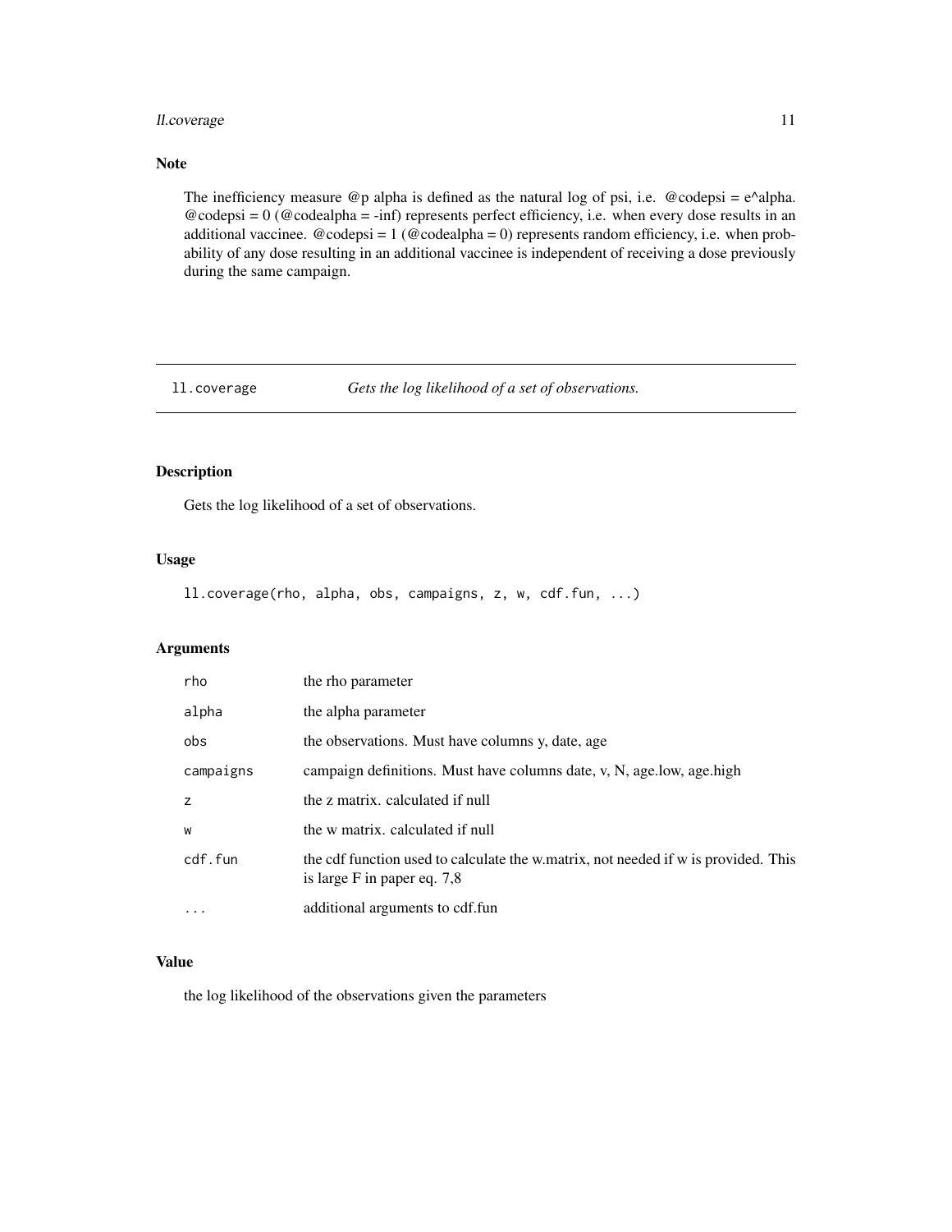## Note

The inefficiency measure @p alpha is defined as the natural log of psi, i.e. @codepsi = e^alpha. @codepsi = 0 (@codealpha = -inf) represents perfect efficiency, i.e. when every dose results in an additional vaccinee. @codepsi = 1 (@codealpha = 0) represents random efficiency, i.e. when probability of any dose resulting in an additional vaccinee is independent of receiving a dose previously during the same campaign.

---

# ll.coverage *Gets the log likelihood of a set of observations.*

---

## Description

Gets the log likelihood of a set of observations.

## Usage

```
ll.coverage(rho, alpha, obs, campaigns, z, w, cdf.fun, ...)
```

## Arguments

| | |
|---|---|
| rho | the rho parameter |
| alpha | the alpha parameter |
| obs | the observations. Must have columns y, date, age |
| campaigns | campaign definitions. Must have columns date, v, N, age.low, age.high |
| z | the z matrix. calculated if null |
| w | the w matrix. calculated if null |
| cdf.fun | the cdf function used to calculate the w.matrix, not needed if w is provided. This is large F in paper eq. 7,8 |
| ... | additional arguments to cdf.fun |

## Value

the log likelihood of the observations given the parameters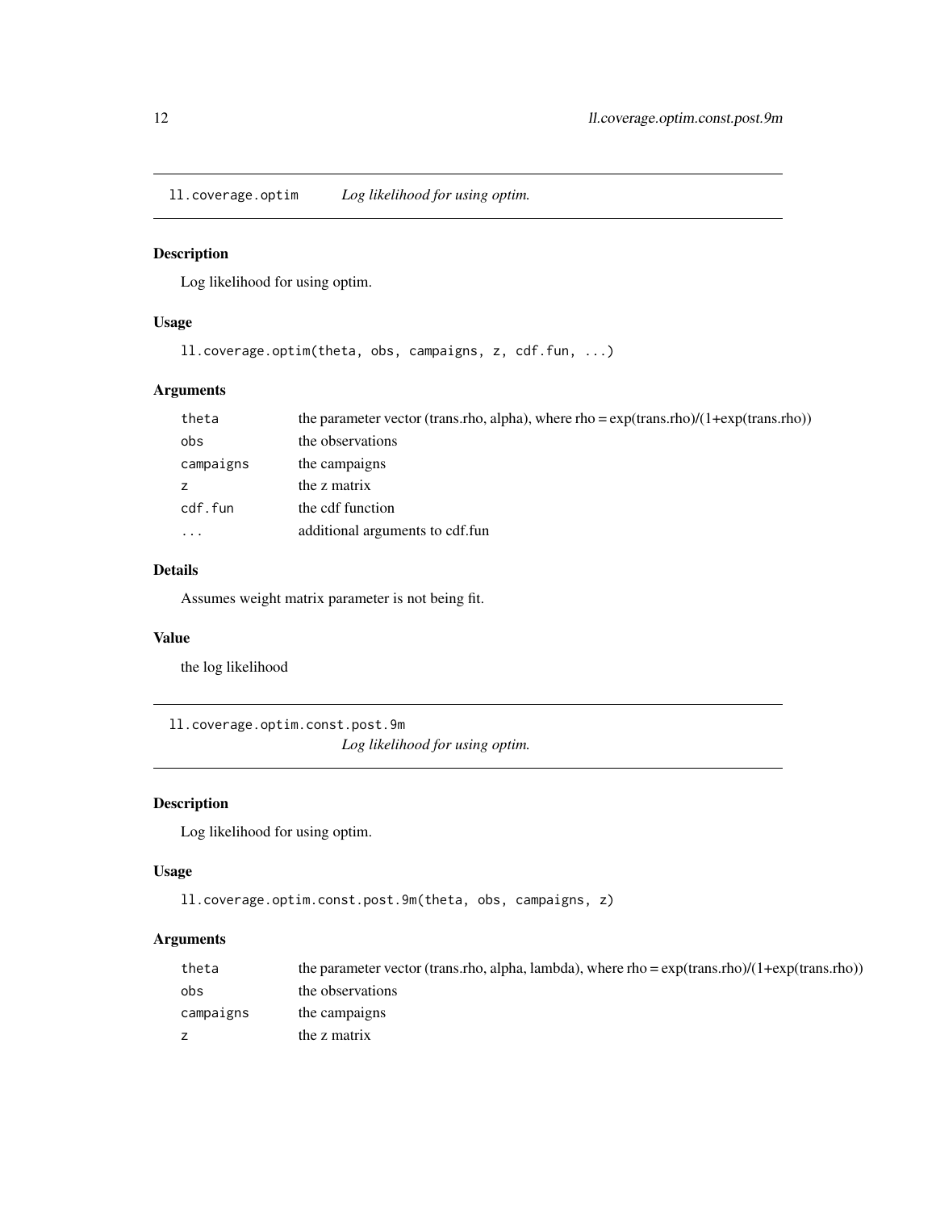## ll.coverage.optim *Log likelihood for using optim.*

### Description

Log likelihood for using optim.

### Usage

```
ll.coverage.optim(theta, obs, campaigns, z, cdf.fun, ...)
```

### Arguments

| | |
|---|---|
| theta | the parameter vector (trans.rho, alpha), where rho = exp(trans.rho)/(1+exp(trans.rho)) |
| obs | the observations |
| campaigns | the campaigns |
| z | the z matrix |
| cdf.fun | the cdf function |
| ... | additional arguments to cdf.fun |

### Details

Assumes weight matrix parameter is not being fit.

### Value

the log likelihood

## ll.coverage.optim.const.post.9m *Log likelihood for using optim.*

### Description

Log likelihood for using optim.

### Usage

```
ll.coverage.optim.const.post.9m(theta, obs, campaigns, z)
```

### Arguments

| | |
|---|---|
| theta | the parameter vector (trans.rho, alpha, lambda), where rho = exp(trans.rho)/(1+exp(trans.rho)) |
| obs | the observations |
| campaigns | the campaigns |
| z | the z matrix |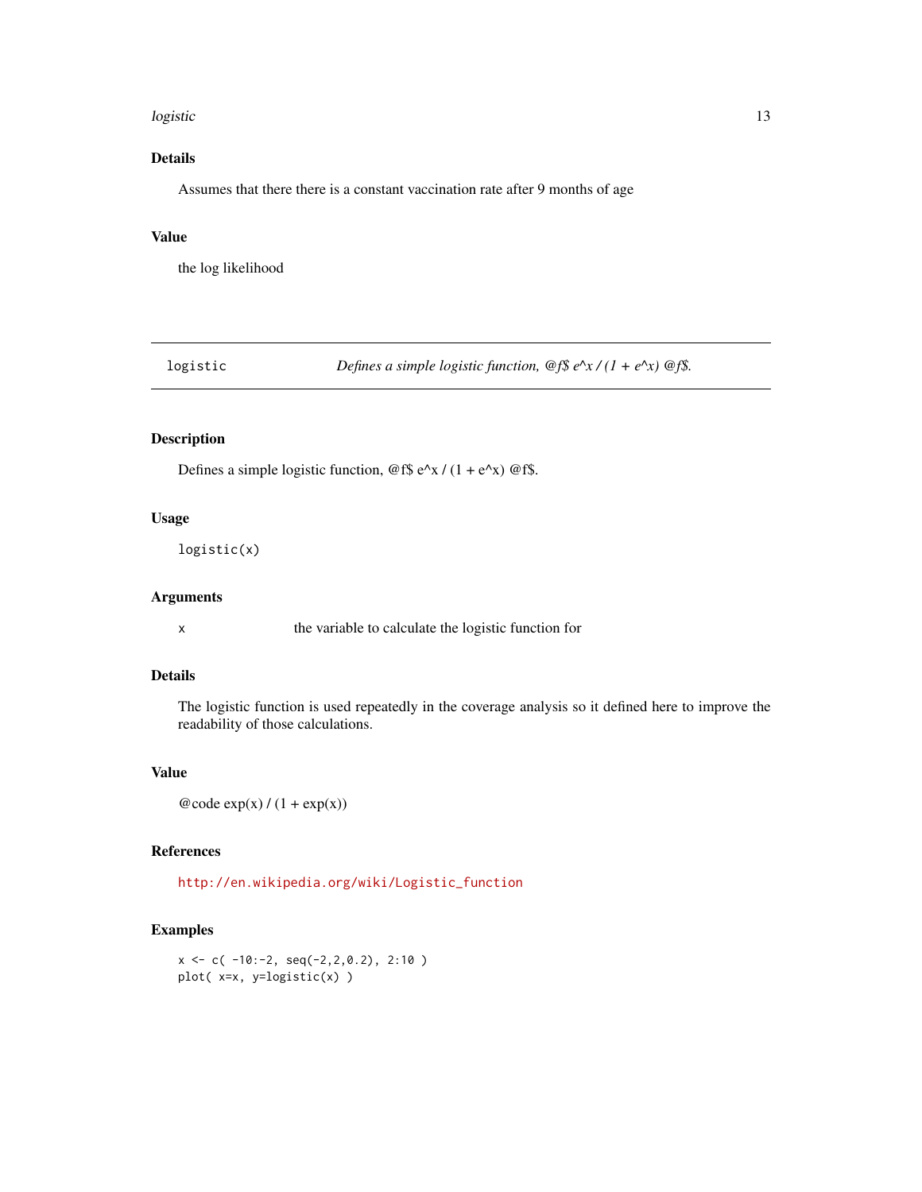### Details

Assumes that there there is a constant vaccination rate after 9 months of age

### Value

the log likelihood

---

## logistic — *Defines a simple logistic function, @f$ e^x / (1 + e^x) @f$.*

---

### Description

Defines a simple logistic function, @f$ e^x / (1 + e^x) @f$.

### Usage

```
logistic(x)
```

### Arguments

| | |
|---|---|
| x | the variable to calculate the logistic function for |

### Details

The logistic function is used repeatedly in the coverage analysis so it defined here to improve the readability of those calculations.

### Value

@code exp(x) / (1 + exp(x))

### References

http://en.wikipedia.org/wiki/Logistic_function

### Examples

```
x <- c( -10:-2, seq(-2,2,0.2), 2:10 )
plot( x=x, y=logistic(x) )
```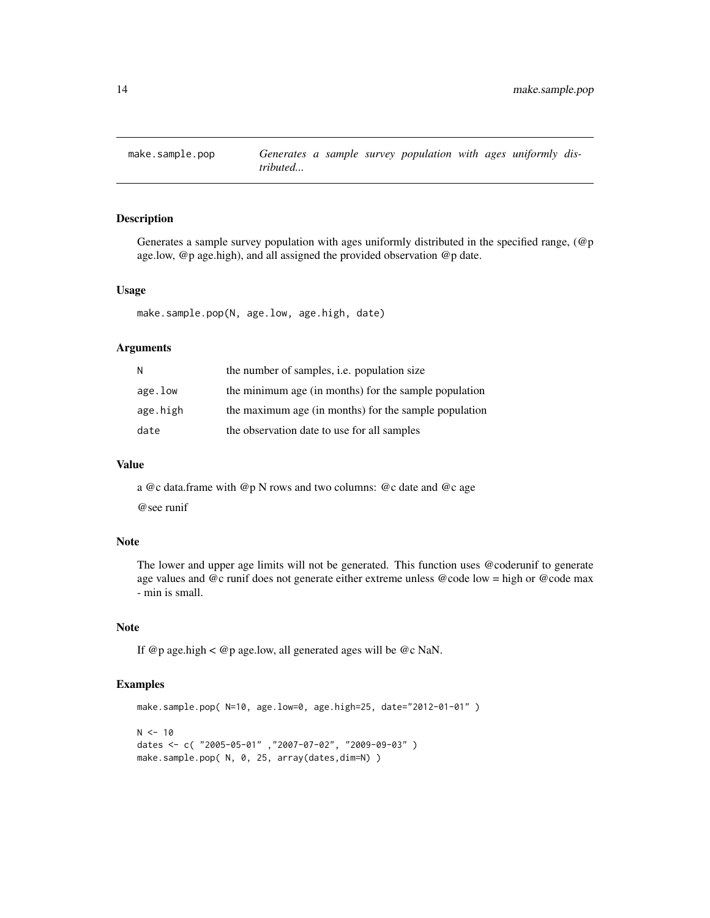# make.sample.pop *Generates a sample survey population with ages uniformly distributed...*

## Description

Generates a sample survey population with ages uniformly distributed in the specified range, (@p age.low, @p age.high), and all assigned the provided observation @p date.

## Usage

```
make.sample.pop(N, age.low, age.high, date)
```

## Arguments

| | |
|---|---|
| N | the number of samples, i.e. population size |
| age.low | the minimum age (in months) for the sample population |
| age.high | the maximum age (in months) for the sample population |
| date | the observation date to use for all samples |

## Value

a @c data.frame with @p N rows and two columns: @c date and @c age

@see runif

## Note

The lower and upper age limits will not be generated. This function uses @coderunif to generate age values and @c runif does not generate either extreme unless @code low = high or @code max - min is small.

## Note

If @p age.high < @p age.low, all generated ages will be @c NaN.

## Examples

```
make.sample.pop( N=10, age.low=0, age.high=25, date="2012-01-01" )

N <- 10
dates <- c( "2005-05-01" ,"2007-07-02", "2009-09-03" )
make.sample.pop( N, 0, 25, array(dates,dim=N) )
```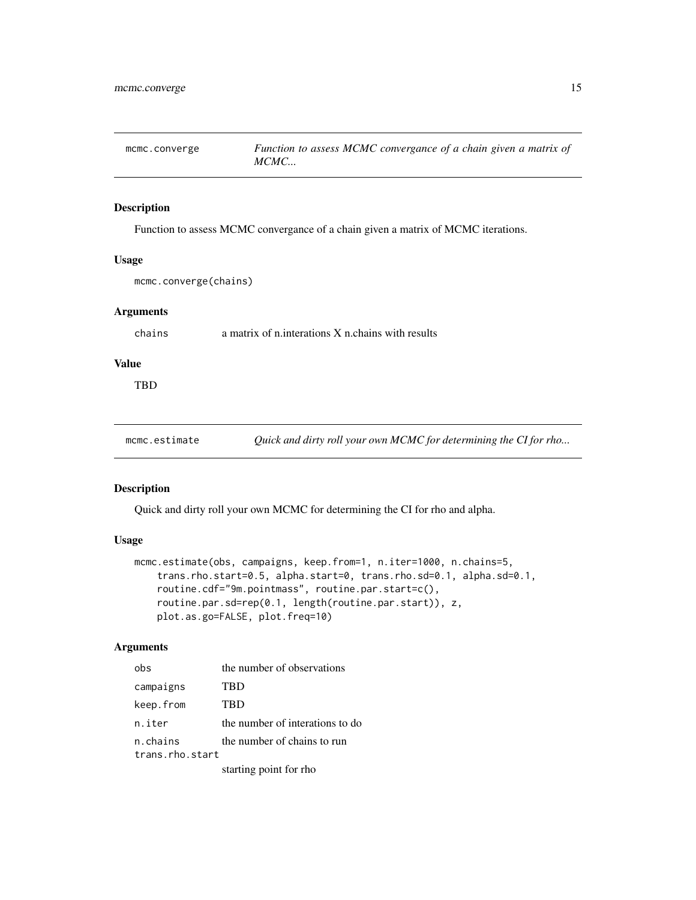## mcmc.converge

*Function to assess MCMC convergance of a chain given a matrix of MCMC...*

### Description

Function to assess MCMC convergance of a chain given a matrix of MCMC iterations.

### Usage

```
mcmc.converge(chains)
```

### Arguments

| | |
|---|---|
| chains | a matrix of n.interations X n.chains with results |

### Value

TBD

## mcmc.estimate

*Quick and dirty roll your own MCMC for determining the CI for rho...*

### Description

Quick and dirty roll your own MCMC for determining the CI for rho and alpha.

### Usage

```
mcmc.estimate(obs, campaigns, keep.from=1, n.iter=1000, n.chains=5,
    trans.rho.start=0.5, alpha.start=0, trans.rho.sd=0.1, alpha.sd=0.1,
    routine.cdf="9m.pointmass", routine.par.start=c(),
    routine.par.sd=rep(0.1, length(routine.par.start)), z,
    plot.as.go=FALSE, plot.freq=10)
```

### Arguments

| | |
|---|---|
| obs | the number of observations |
| campaigns | TBD |
| keep.from | TBD |
| n.iter | the number of interations to do |
| n.chains | the number of chains to run |
| trans.rho.start | starting point for rho |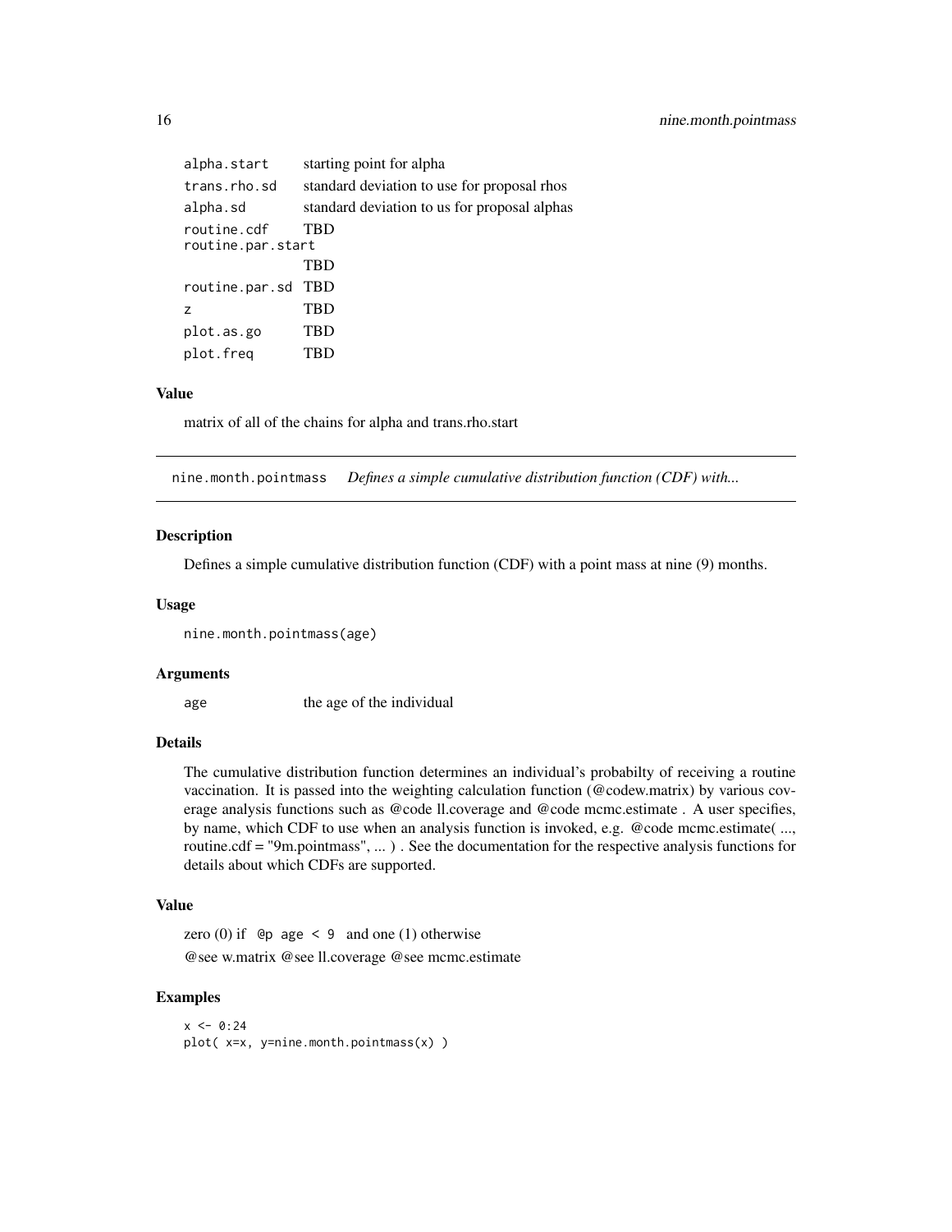| | |
|---|---|
| `alpha.start` | starting point for alpha |
| `trans.rho.sd` | standard deviation to use for proposal rhos |
| `alpha.sd` | standard deviation to us for proposal alphas |
| `routine.cdf` | TBD |
| `routine.par.start` | TBD |
| `routine.par.sd` | TBD |
| `z` | TBD |
| `plot.as.go` | TBD |
| `plot.freq` | TBD |

### Value

matrix of all of the chains for alpha and trans.rho.start

---

## nine.month.pointmass *Defines a simple cumulative distribution function (CDF) with...*

### Description

Defines a simple cumulative distribution function (CDF) with a point mass at nine (9) months.

### Usage

```
nine.month.pointmass(age)
```

### Arguments

| | |
|---|---|
| `age` | the age of the individual |

### Details

The cumulative distribution function determines an individual's probabilty of receiving a routine vaccination. It is passed into the weighting calculation function (@codew.matrix) by various coverage analysis functions such as @code ll.coverage and @code mcmc.estimate . A user specifies, by name, which CDF to use when an analysis function is invoked, e.g. @code mcmc.estimate( ..., routine.cdf = "9m.pointmass", ... ) . See the documentation for the respective analysis functions for details about which CDFs are supported.

### Value

zero (0) if `@p age < 9` and one (1) otherwise

@see w.matrix @see ll.coverage @see mcmc.estimate

### Examples

```
x <- 0:24
plot( x=x, y=nine.month.pointmass(x) )
```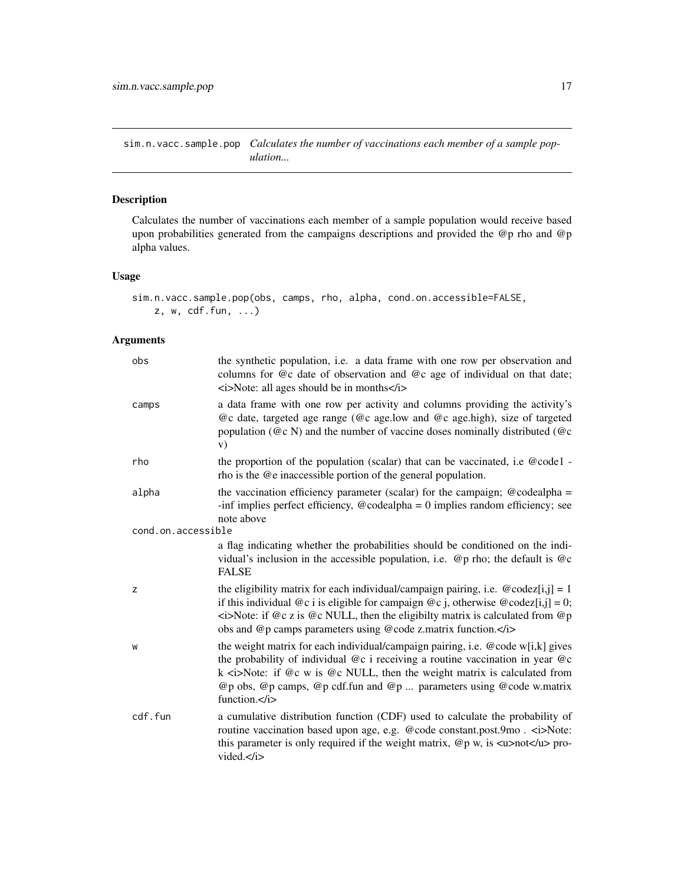## sim.n.vacc.sample.pop — *Calculates the number of vaccinations each member of a sample population...*

### Description

Calculates the number of vaccinations each member of a sample population would receive based upon probabilities generated from the campaigns descriptions and provided the @p rho and @p alpha values.

### Usage

```
sim.n.vacc.sample.pop(obs, camps, rho, alpha, cond.on.accessible=FALSE,
    z, w, cdf.fun, ...)
```

### Arguments

| | |
|---|---|
| obs | the synthetic population, i.e. a data frame with one row per observation and columns for @c date of observation and @c age of individual on that date; <i>Note: all ages should be in months</i> |
| camps | a data frame with one row per activity and columns providing the activity's @c date, targeted age range (@c age.low and @c age.high), size of targeted population (@c N) and the number of vaccine doses nominally distributed (@c v) |
| rho | the proportion of the population (scalar) that can be vaccinated, i.e @code1 - rho is the @e inaccessible portion of the general population. |
| alpha | the vaccination efficiency parameter (scalar) for the campaign; @codealpha = -inf implies perfect efficiency, @codealpha = 0 implies random efficiency; see note above |
| cond.on.accessible | a flag indicating whether the probabilities should be conditioned on the individual's inclusion in the accessible population, i.e. @p rho; the default is @c FALSE |
| z | the eligibility matrix for each individual/campaign pairing, i.e. @codez[i,j] = 1 if this individual @c i is eligible for campaign @c j, otherwise @codez[i,j] = 0; <i>Note: if @c z is @c NULL, then the eligibilty matrix is calculated from @p obs and @p camps parameters using @code z.matrix function.</i> |
| w | the weight matrix for each individual/campaign pairing, i.e. @code w[i,k] gives the probability of individual @c i receiving a routine vaccination in year @c k <i>Note: if @c w is @c NULL, then the weight matrix is calculated from @p obs, @p camps, @p cdf.fun and @p ... parameters using @code w.matrix function.</i> |
| cdf.fun | a cumulative distribution function (CDF) used to calculate the probability of routine vaccination based upon age, e.g. @code constant.post.9mo . <i>Note: this parameter is only required if the weight matrix, @p w, is <u>not</u> provided.</i> |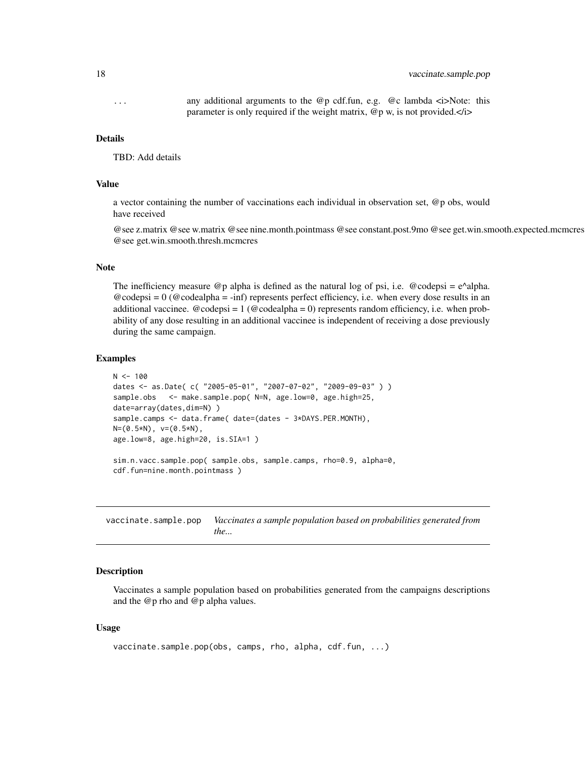... any additional arguments to the @p cdf.fun, e.g. @c lambda <i>Note: this parameter is only required if the weight matrix, @p w, is not provided.</i>

### Details

TBD: Add details

### Value

a vector containing the number of vaccinations each individual in observation set, @p obs, would have received

@see z.matrix @see w.matrix @see nine.month.pointmass @see constant.post.9mo @see get.win.smooth.expected.mcmcres @see get.win.smooth.thresh.mcmcres

### Note

The inefficiency measure @p alpha is defined as the natural log of psi, i.e. @codepsi = e^alpha. @codepsi = 0 (@codealpha = -inf) represents perfect efficiency, i.e. when every dose results in an additional vaccinee. @codepsi = 1 (@codealpha = 0) represents random efficiency, i.e. when probability of any dose resulting in an additional vaccinee is independent of receiving a dose previously during the same campaign.

### Examples

```
N <- 100
dates <- as.Date( c( "2005-05-01", "2007-07-02", "2009-09-03" ) )
sample.obs   <- make.sample.pop( N=N, age.low=0, age.high=25,
date=array(dates,dim=N) )
sample.camps <- data.frame( date=(dates - 3*DAYS.PER.MONTH),
N=(0.5*N), v=(0.5*N),
age.low=8, age.high=20, is.SIA=1 )

sim.n.vacc.sample.pop( sample.obs, sample.camps, rho=0.9, alpha=0,
cdf.fun=nine.month.pointmass )
```

---

## vaccinate.sample.pop    *Vaccinates a sample population based on probabilities generated from the...*

---

### Description

Vaccinates a sample population based on probabilities generated from the campaigns descriptions and the @p rho and @p alpha values.

### Usage

```
vaccinate.sample.pop(obs, camps, rho, alpha, cdf.fun, ...)
```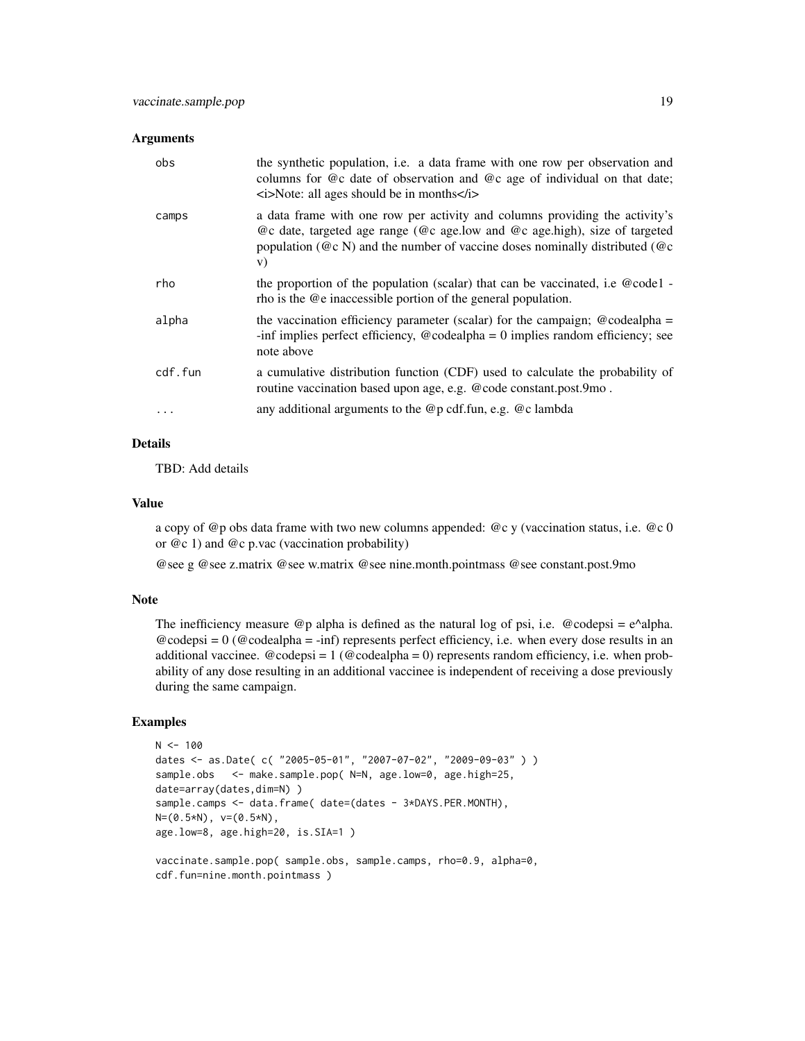### Arguments

| | |
|---|---|
| obs | the synthetic population, i.e. a data frame with one row per observation and columns for @c date of observation and @c age of individual on that date; <i>Note: all ages should be in months</i> |
| camps | a data frame with one row per activity and columns providing the activity's @c date, targeted age range (@c age.low and @c age.high), size of targeted population (@c N) and the number of vaccine doses nominally distributed (@c v) |
| rho | the proportion of the population (scalar) that can be vaccinated, i.e @code1 - rho is the @e inaccessible portion of the general population. |
| alpha | the vaccination efficiency parameter (scalar) for the campaign; @codealpha = -inf implies perfect efficiency, @codealpha = 0 implies random efficiency; see note above |
| cdf.fun | a cumulative distribution function (CDF) used to calculate the probability of routine vaccination based upon age, e.g. @code constant.post.9mo . |
| ... | any additional arguments to the @p cdf.fun, e.g. @c lambda |

### Details

TBD: Add details

### Value

a copy of @p obs data frame with two new columns appended: @c y (vaccination status, i.e. @c 0 or @c 1) and @c p.vac (vaccination probability)

@see g @see z.matrix @see w.matrix @see nine.month.pointmass @see constant.post.9mo

### Note

The inefficiency measure @p alpha is defined as the natural log of psi, i.e. @codepsi = e^alpha. @codepsi = 0 (@codealpha = -inf) represents perfect efficiency, i.e. when every dose results in an additional vaccinee. @codepsi = 1 (@codealpha = 0) represents random efficiency, i.e. when probability of any dose resulting in an additional vaccinee is independent of receiving a dose previously during the same campaign.

### Examples

```
N <- 100
dates <- as.Date( c( "2005-05-01", "2007-07-02", "2009-09-03" ) )
sample.obs   <- make.sample.pop( N=N, age.low=0, age.high=25,
date=array(dates,dim=N) )
sample.camps <- data.frame( date=(dates - 3*DAYS.PER.MONTH),
N=(0.5*N), v=(0.5*N),
age.low=8, age.high=20, is.SIA=1 )

vaccinate.sample.pop( sample.obs, sample.camps, rho=0.9, alpha=0,
cdf.fun=nine.month.pointmass )
```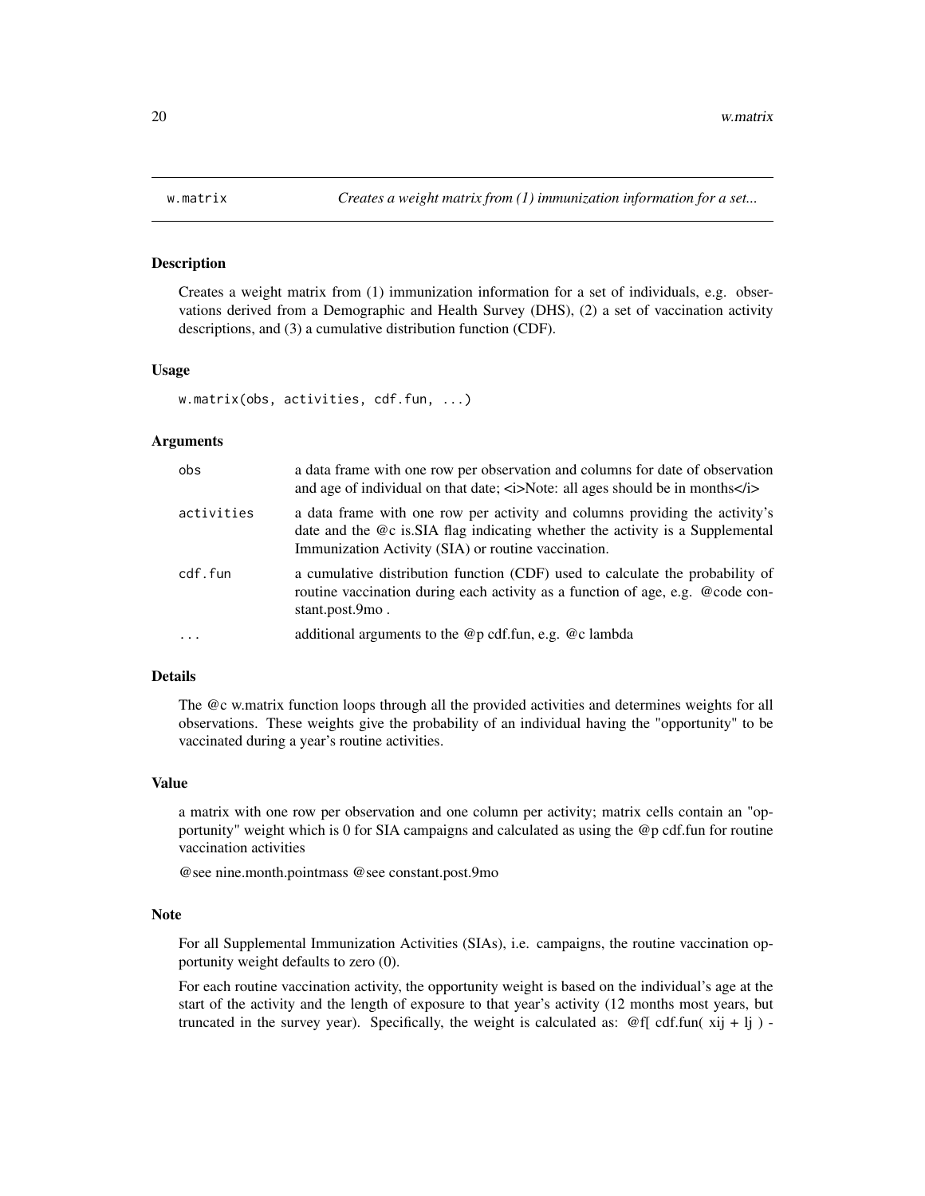# w.matrix — *Creates a weight matrix from (1) immunization information for a set...*

## Description

Creates a weight matrix from (1) immunization information for a set of individuals, e.g. observations derived from a Demographic and Health Survey (DHS), (2) a set of vaccination activity descriptions, and (3) a cumulative distribution function (CDF).

## Usage

```
w.matrix(obs, activities, cdf.fun, ...)
```

## Arguments

| | |
|---|---|
| obs | a data frame with one row per observation and columns for date of observation and age of individual on that date; <i>Note: all ages should be in months</i> |
| activities | a data frame with one row per activity and columns providing the activity's date and the @c is.SIA flag indicating whether the activity is a Supplemental Immunization Activity (SIA) or routine vaccination. |
| cdf.fun | a cumulative distribution function (CDF) used to calculate the probability of routine vaccination during each activity as a function of age, e.g. @code constant.post.9mo . |
| ... | additional arguments to the @p cdf.fun, e.g. @c lambda |

## Details

The @c w.matrix function loops through all the provided activities and determines weights for all observations. These weights give the probability of an individual having the "opportunity" to be vaccinated during a year's routine activities.

## Value

a matrix with one row per observation and one column per activity; matrix cells contain an "opportunity" weight which is 0 for SIA campaigns and calculated as using the @p cdf.fun for routine vaccination activities

@see nine.month.pointmass @see constant.post.9mo

## Note

For all Supplemental Immunization Activities (SIAs), i.e. campaigns, the routine vaccination opportunity weight defaults to zero (0).

For each routine vaccination activity, the opportunity weight is based on the individual's age at the start of the activity and the length of exposure to that year's activity (12 months most years, but truncated in the survey year). Specifically, the weight is calculated as: @f[ cdf.fun( xij + lj ) -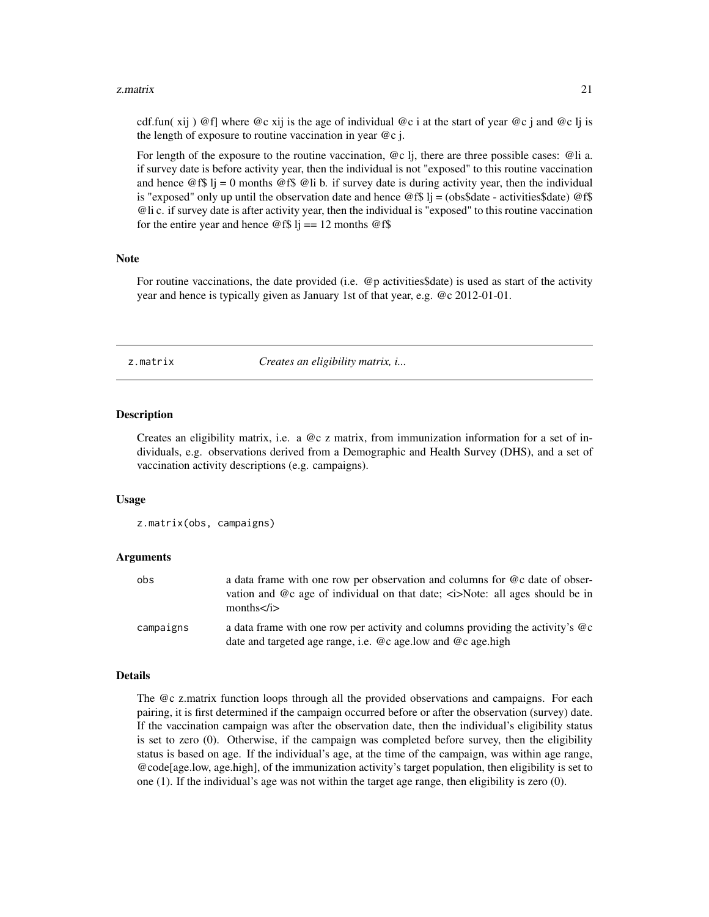cdf.fun( xij ) @f] where @c xij is the age of individual @c i at the start of year @c j and @c lj is the length of exposure to routine vaccination in year @c j.

For length of the exposure to the routine vaccination, @c lj, there are three possible cases: @li a. if survey date is before activity year, then the individual is not "exposed" to this routine vaccination and hence @f$ lj = 0 months @f$ @li b. if survey date is during activity year, then the individual is "exposed" only up until the observation date and hence @f$ lj = (obs$date - activities$date) @f$ @li c. if survey date is after activity year, then the individual is "exposed" to this routine vaccination for the entire year and hence @f$ lj == 12 months @f$

## Note

For routine vaccinations, the date provided (i.e. @p activities$date) is used as start of the activity year and hence is typically given as January 1st of that year, e.g. @c 2012-01-01.

---

# z.matrix — *Creates an eligibility matrix, i...*

## Description

Creates an eligibility matrix, i.e. a @c z matrix, from immunization information for a set of individuals, e.g. observations derived from a Demographic and Health Survey (DHS), and a set of vaccination activity descriptions (e.g. campaigns).

## Usage

```
z.matrix(obs, campaigns)
```

## Arguments

| | |
|---|---|
| obs | a data frame with one row per observation and columns for @c date of observation and @c age of individual on that date; <i>Note: all ages should be in months</i> |
| campaigns | a data frame with one row per activity and columns providing the activity's @c date and targeted age range, i.e. @c age.low and @c age.high |

## Details

The @c z.matrix function loops through all the provided observations and campaigns. For each pairing, it is first determined if the campaign occurred before or after the observation (survey) date. If the vaccination campaign was after the observation date, then the individual's eligibility status is set to zero (0). Otherwise, if the campaign was completed before survey, then the eligibility status is based on age. If the individual's age, at the time of the campaign, was within age range, @code[age.low, age.high], of the immunization activity's target population, then eligibility is set to one (1). If the individual's age was not within the target age range, then eligibility is zero (0).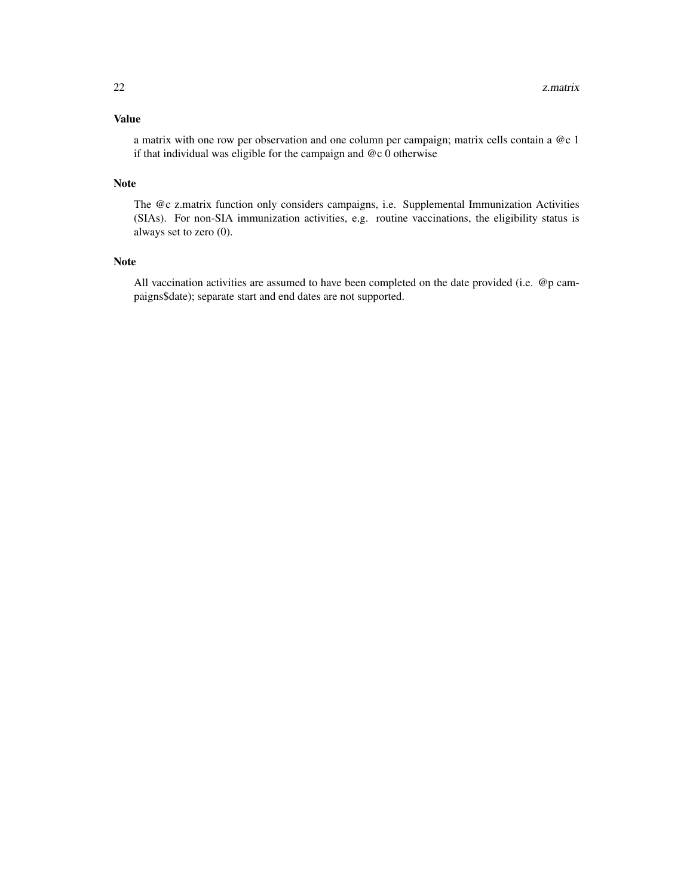### Value

a matrix with one row per observation and one column per campaign; matrix cells contain a @c 1 if that individual was eligible for the campaign and @c 0 otherwise

### Note

The @c z.matrix function only considers campaigns, i.e. Supplemental Immunization Activities (SIAs). For non-SIA immunization activities, e.g. routine vaccinations, the eligibility status is always set to zero (0).

### Note

All vaccination activities are assumed to have been completed on the date provided (i.e. @p campaigns$date); separate start and end dates are not supported.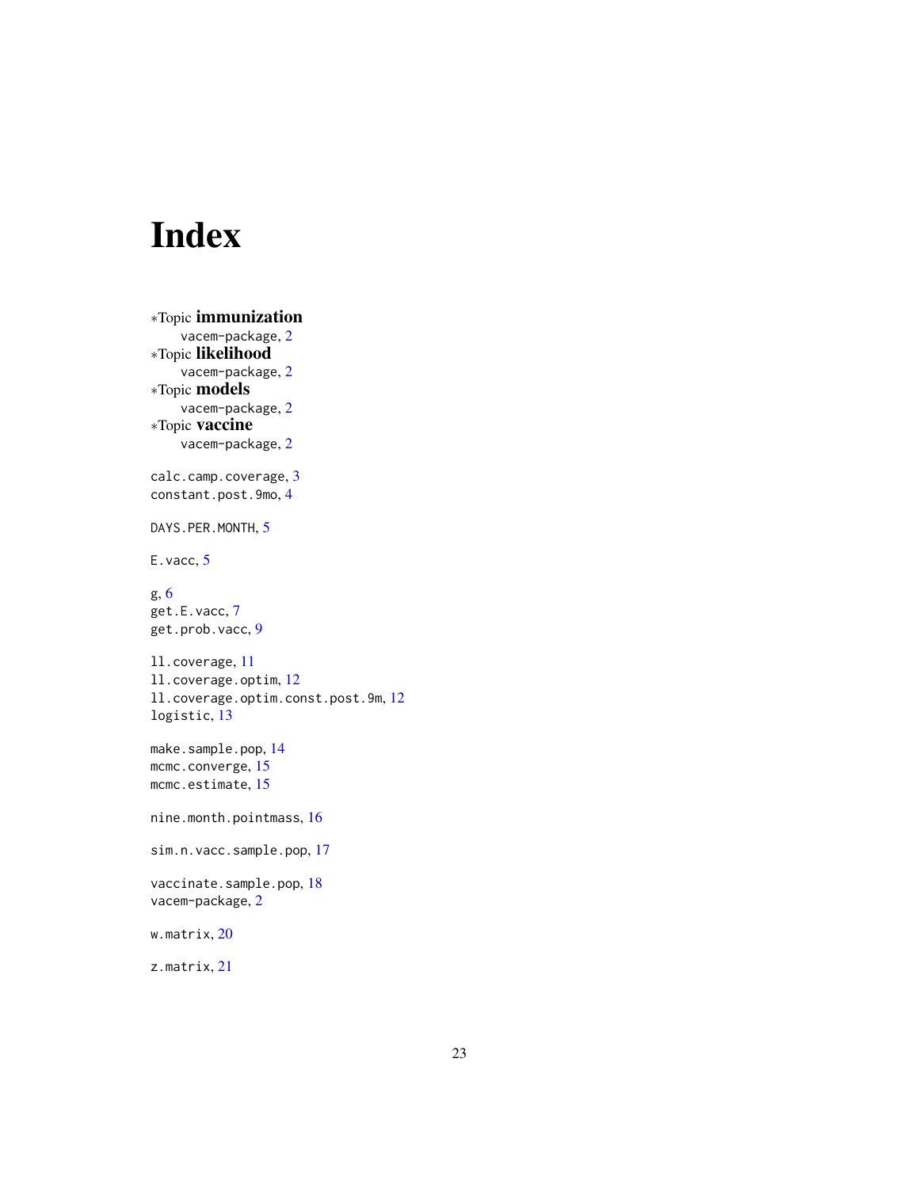# Index

∗Topic **immunization**
  vacem-package, 2
∗Topic **likelihood**
  vacem-package, 2
∗Topic **models**
  vacem-package, 2
∗Topic **vaccine**
  vacem-package, 2

calc.camp.coverage, 3
constant.post.9mo, 4

DAYS.PER.MONTH, 5

E.vacc, 5

g, 6
get.E.vacc, 7
get.prob.vacc, 9

ll.coverage, 11
ll.coverage.optim, 12
ll.coverage.optim.const.post.9m, 12
logistic, 13

make.sample.pop, 14
mcmc.converge, 15
mcmc.estimate, 15

nine.month.pointmass, 16

sim.n.vacc.sample.pop, 17

vaccinate.sample.pop, 18
vacem-package, 2

w.matrix, 20

z.matrix, 21